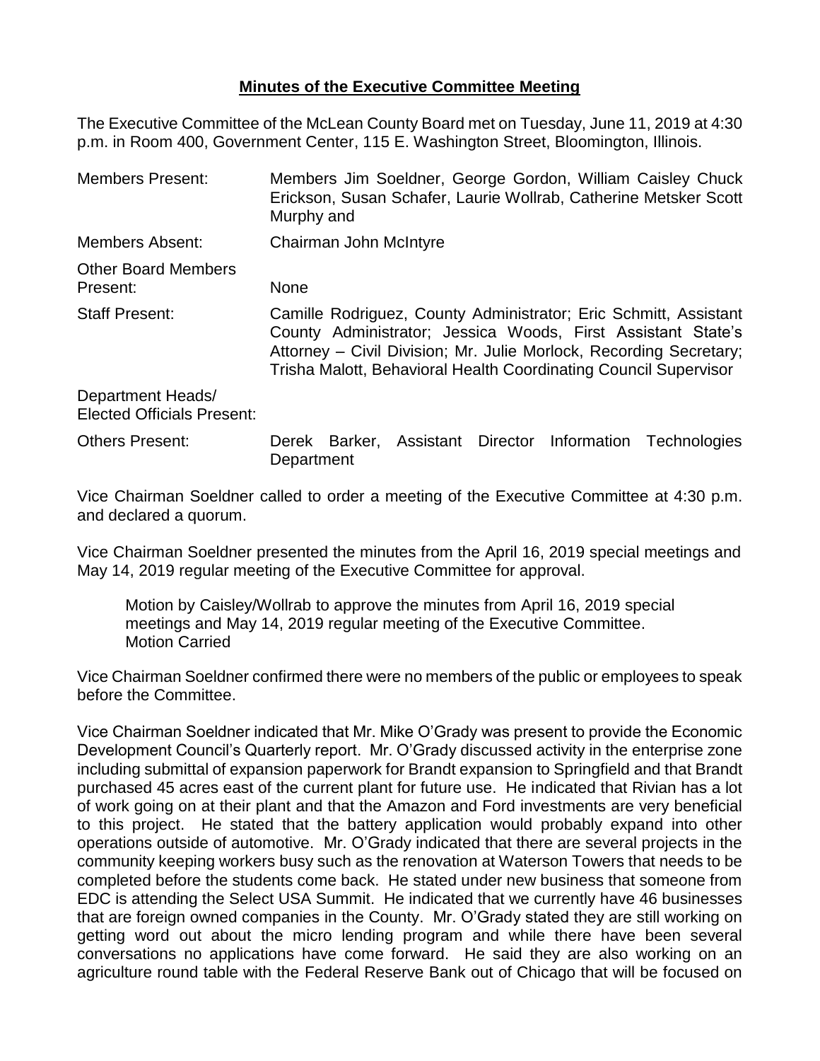# **Minutes of the Executive Committee Meeting**

The Executive Committee of the McLean County Board met on Tuesday, June 11, 2019 at 4:30 p.m. in Room 400, Government Center, 115 E. Washington Street, Bloomington, Illinois.

| | |
|---|---|
| Members Present: | Members Jim Soeldner, George Gordon, William Caisley Chuck Erickson, Susan Schafer, Laurie Wollrab, Catherine Metsker Scott Murphy and |
| Members Absent: | Chairman John McIntyre |
| Other Board Members Present: | None |
| Staff Present: | Camille Rodriguez, County Administrator; Eric Schmitt, Assistant County Administrator; Jessica Woods, First Assistant State's Attorney – Civil Division; Mr. Julie Morlock, Recording Secretary; Trisha Malott, Behavioral Health Coordinating Council Supervisor |
| Department Heads/ Elected Officials Present: | |
| Others Present: | Derek Barker, Assistant Director Information Technologies Department |

Vice Chairman Soeldner called to order a meeting of the Executive Committee at 4:30 p.m. and declared a quorum.

Vice Chairman Soeldner presented the minutes from the April 16, 2019 special meetings and May 14, 2019 regular meeting of the Executive Committee for approval.

> Motion by Caisley/Wollrab to approve the minutes from April 16, 2019 special meetings and May 14, 2019 regular meeting of the Executive Committee.
> Motion Carried

Vice Chairman Soeldner confirmed there were no members of the public or employees to speak before the Committee.

Vice Chairman Soeldner indicated that Mr. Mike O'Grady was present to provide the Economic Development Council's Quarterly report. Mr. O'Grady discussed activity in the enterprise zone including submittal of expansion paperwork for Brandt expansion to Springfield and that Brandt purchased 45 acres east of the current plant for future use. He indicated that Rivian has a lot of work going on at their plant and that the Amazon and Ford investments are very beneficial to this project. He stated that the battery application would probably expand into other operations outside of automotive. Mr. O'Grady indicated that there are several projects in the community keeping workers busy such as the renovation at Waterson Towers that needs to be completed before the students come back. He stated under new business that someone from EDC is attending the Select USA Summit. He indicated that we currently have 46 businesses that are foreign owned companies in the County. Mr. O'Grady stated they are still working on getting word out about the micro lending program and while there have been several conversations no applications have come forward. He said they are also working on an agriculture round table with the Federal Reserve Bank out of Chicago that will be focused on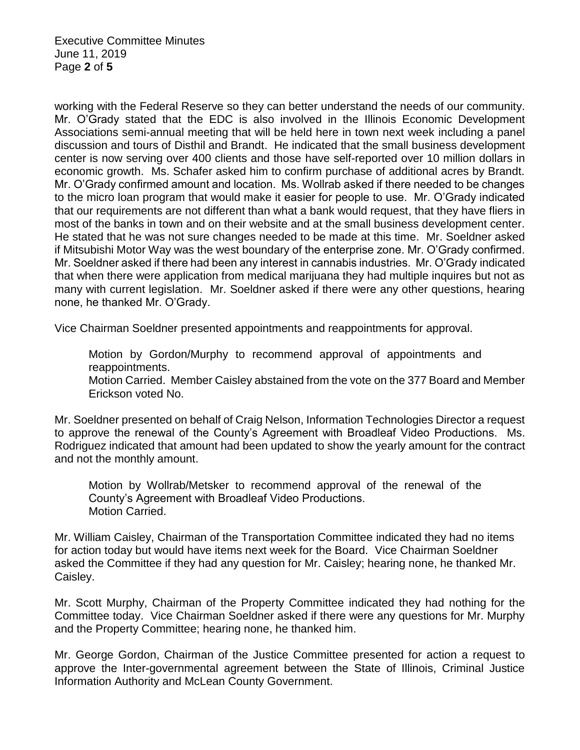working with the Federal Reserve so they can better understand the needs of our community. Mr. O'Grady stated that the EDC is also involved in the Illinois Economic Development Associations semi-annual meeting that will be held here in town next week including a panel discussion and tours of Disthil and Brandt. He indicated that the small business development center is now serving over 400 clients and those have self-reported over 10 million dollars in economic growth. Ms. Schafer asked him to confirm purchase of additional acres by Brandt. Mr. O'Grady confirmed amount and location. Ms. Wollrab asked if there needed to be changes to the micro loan program that would make it easier for people to use. Mr. O'Grady indicated that our requirements are not different than what a bank would request, that they have fliers in most of the banks in town and on their website and at the small business development center. He stated that he was not sure changes needed to be made at this time. Mr. Soeldner asked if Mitsubishi Motor Way was the west boundary of the enterprise zone. Mr. O'Grady confirmed. Mr. Soeldner asked if there had been any interest in cannabis industries. Mr. O'Grady indicated that when there were application from medical marijuana they had multiple inquires but not as many with current legislation. Mr. Soeldner asked if there were any other questions, hearing none, he thanked Mr. O'Grady.

Vice Chairman Soeldner presented appointments and reappointments for approval.

> Motion by Gordon/Murphy to recommend approval of appointments and reappointments.
> Motion Carried. Member Caisley abstained from the vote on the 377 Board and Member Erickson voted No.

Mr. Soeldner presented on behalf of Craig Nelson, Information Technologies Director a request to approve the renewal of the County's Agreement with Broadleaf Video Productions. Ms. Rodriguez indicated that amount had been updated to show the yearly amount for the contract and not the monthly amount.

> Motion by Wollrab/Metsker to recommend approval of the renewal of the County's Agreement with Broadleaf Video Productions.
> Motion Carried.

Mr. William Caisley, Chairman of the Transportation Committee indicated they had no items for action today but would have items next week for the Board. Vice Chairman Soeldner asked the Committee if they had any question for Mr. Caisley; hearing none, he thanked Mr. Caisley.

Mr. Scott Murphy, Chairman of the Property Committee indicated they had nothing for the Committee today. Vice Chairman Soeldner asked if there were any questions for Mr. Murphy and the Property Committee; hearing none, he thanked him.

Mr. George Gordon, Chairman of the Justice Committee presented for action a request to approve the Inter-governmental agreement between the State of Illinois, Criminal Justice Information Authority and McLean County Government.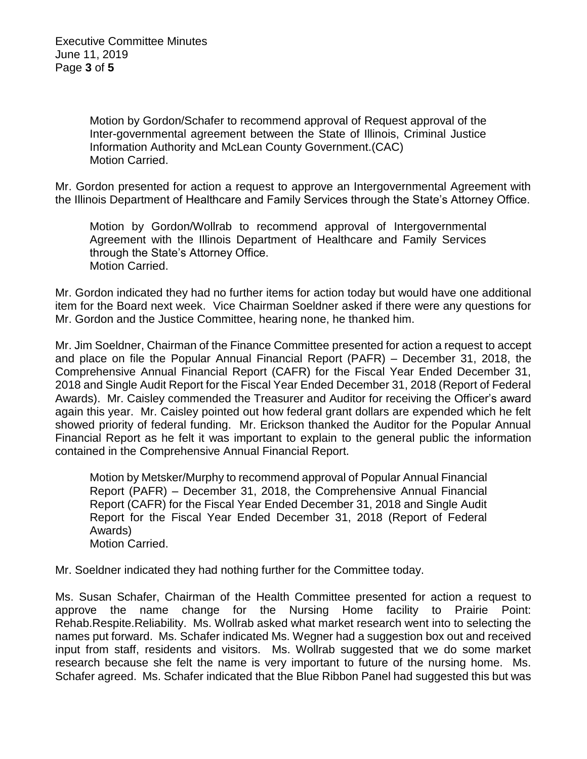Motion by Gordon/Schafer to recommend approval of Request approval of the Inter-governmental agreement between the State of Illinois, Criminal Justice Information Authority and McLean County Government.(CAC)
Motion Carried.

Mr. Gordon presented for action a request to approve an Intergovernmental Agreement with the Illinois Department of Healthcare and Family Services through the State's Attorney Office.

Motion by Gordon/Wollrab to recommend approval of Intergovernmental Agreement with the Illinois Department of Healthcare and Family Services through the State's Attorney Office.
Motion Carried.

Mr. Gordon indicated they had no further items for action today but would have one additional item for the Board next week. Vice Chairman Soeldner asked if there were any questions for Mr. Gordon and the Justice Committee, hearing none, he thanked him.

Mr. Jim Soeldner, Chairman of the Finance Committee presented for action a request to accept and place on file the Popular Annual Financial Report (PAFR) – December 31, 2018, the Comprehensive Annual Financial Report (CAFR) for the Fiscal Year Ended December 31, 2018 and Single Audit Report for the Fiscal Year Ended December 31, 2018 (Report of Federal Awards). Mr. Caisley commended the Treasurer and Auditor for receiving the Officer's award again this year. Mr. Caisley pointed out how federal grant dollars are expended which he felt showed priority of federal funding. Mr. Erickson thanked the Auditor for the Popular Annual Financial Report as he felt it was important to explain to the general public the information contained in the Comprehensive Annual Financial Report.

Motion by Metsker/Murphy to recommend approval of Popular Annual Financial Report (PAFR) – December 31, 2018, the Comprehensive Annual Financial Report (CAFR) for the Fiscal Year Ended December 31, 2018 and Single Audit Report for the Fiscal Year Ended December 31, 2018 (Report of Federal Awards)
Motion Carried.

Mr. Soeldner indicated they had nothing further for the Committee today.

Ms. Susan Schafer, Chairman of the Health Committee presented for action a request to approve the name change for the Nursing Home facility to Prairie Point: Rehab.Respite.Reliability. Ms. Wollrab asked what market research went into to selecting the names put forward. Ms. Schafer indicated Ms. Wegner had a suggestion box out and received input from staff, residents and visitors. Ms. Wollrab suggested that we do some market research because she felt the name is very important to future of the nursing home. Ms. Schafer agreed. Ms. Schafer indicated that the Blue Ribbon Panel had suggested this but was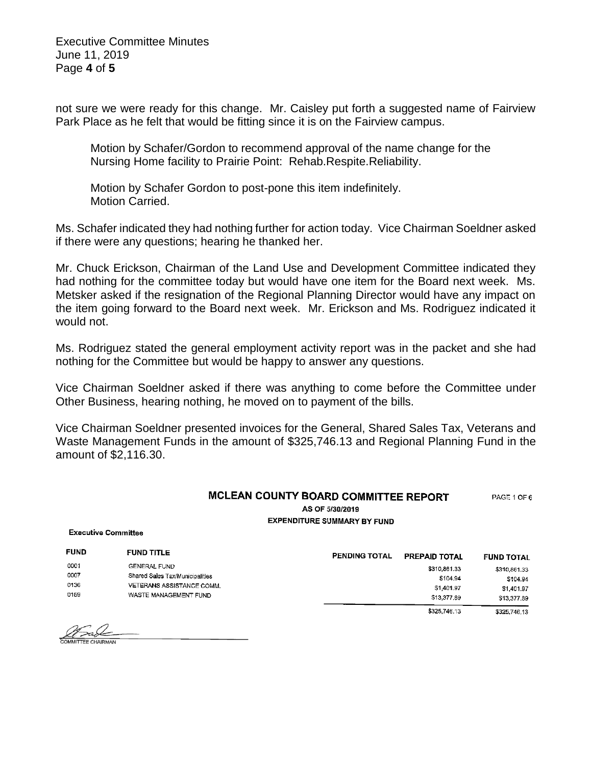not sure we were ready for this change. Mr. Caisley put forth a suggested name of Fairview Park Place as he felt that would be fitting since it is on the Fairview campus.

> Motion by Schafer/Gordon to recommend approval of the name change for the Nursing Home facility to Prairie Point: Rehab.Respite.Reliability.
>
> Motion by Schafer Gordon to post-pone this item indefinitely.
> Motion Carried.

Ms. Schafer indicated they had nothing further for action today. Vice Chairman Soeldner asked if there were any questions; hearing he thanked her.

Mr. Chuck Erickson, Chairman of the Land Use and Development Committee indicated they had nothing for the committee today but would have one item for the Board next week. Ms. Metsker asked if the resignation of the Regional Planning Director would have any impact on the item going forward to the Board next week. Mr. Erickson and Ms. Rodriguez indicated it would not.

Ms. Rodriguez stated the general employment activity report was in the packet and she had nothing for the Committee but would be happy to answer any questions.

Vice Chairman Soeldner asked if there was anything to come before the Committee under Other Business, hearing nothing, he moved on to payment of the bills.

Vice Chairman Soeldner presented invoices for the General, Shared Sales Tax, Veterans and Waste Management Funds in the amount of $325,746.13 and Regional Planning Fund in the amount of $2,116.30.

**MCLEAN COUNTY BOARD COMMITTEE REPORT** PAGE 1 OF 6

**AS OF 5/30/2019**

**EXPENDITURE SUMMARY BY FUND**

**Executive Committee**

| FUND | FUND TITLE | PENDING TOTAL | PREPAID TOTAL | FUND TOTAL |
|---|---|---|---|---|
| 0001 | GENERAL FUND | | $310,861.33 | $310,861.33 |
| 0007 | Shared Sales Tax/Municipalities | | $104.94 | $104.94 |
| 0136 | VETERANS ASSISTANCE COMM. | | $1,401.97 | $1,401.97 |
| 0159 | WASTE MANAGEMENT FUND | | $13,377.89 | $13,377.89 |
| | | | $325,746.13 | $325,746.13 |

COMMITTEE CHAIRMAN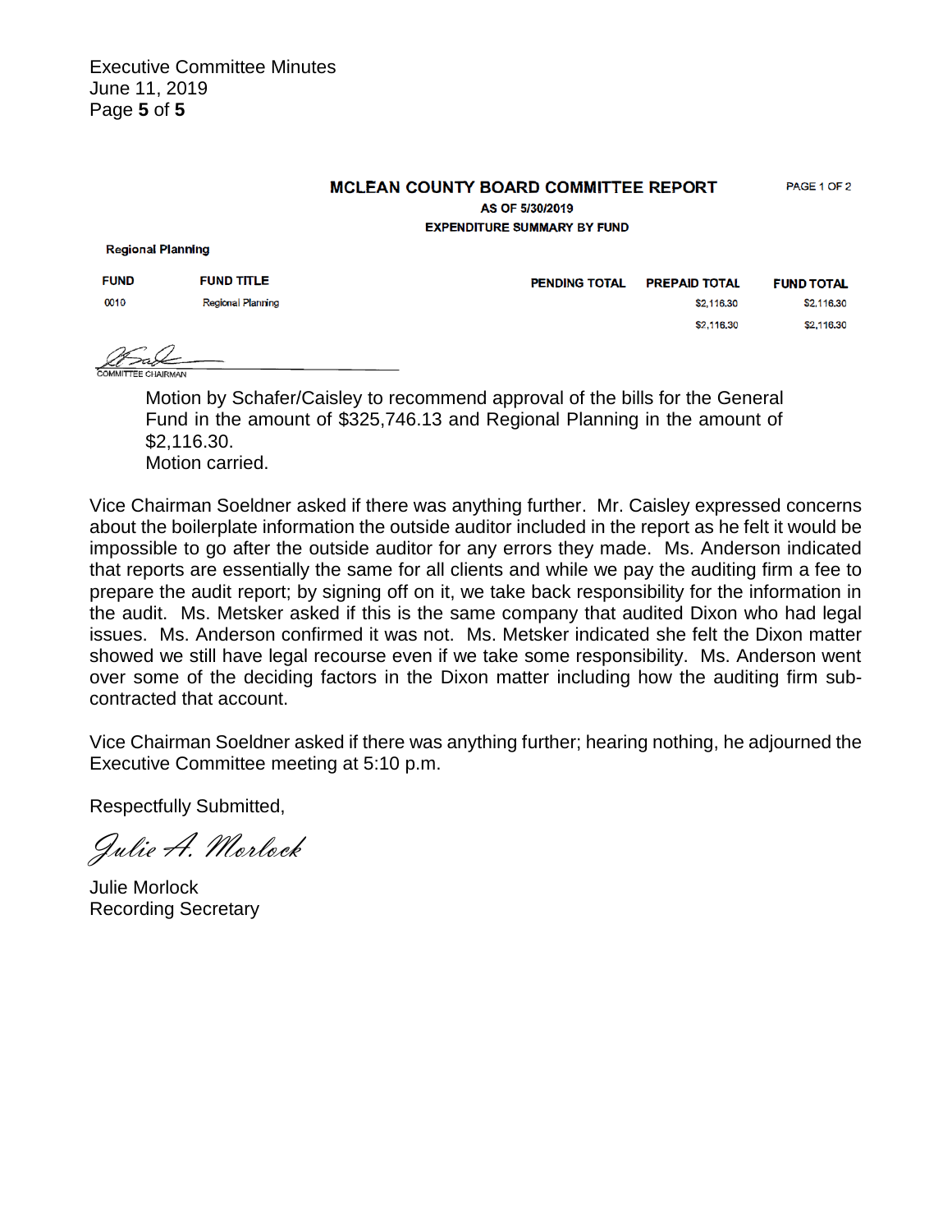**MCLEAN COUNTY BOARD COMMITTEE REPORT**

**AS OF 5/30/2019**

**EXPENDITURE SUMMARY BY FUND**

PAGE 1 OF 2

**Regional Planning**

| FUND | FUND TITLE | PENDING TOTAL | PREPAID TOTAL | FUND TOTAL |
|---|---|---|---|---|
| 0010 | Regional Planning | | $2,116.30 | $2,116.30 |
| | | | $2,116.30 | $2,116.30 |

COMMITTEE CHAIRMAN

Motion by Schafer/Caisley to recommend approval of the bills for the General Fund in the amount of $325,746.13 and Regional Planning in the amount of $2,116.30.
Motion carried.

Vice Chairman Soeldner asked if there was anything further. Mr. Caisley expressed concerns about the boilerplate information the outside auditor included in the report as he felt it would be impossible to go after the outside auditor for any errors they made. Ms. Anderson indicated that reports are essentially the same for all clients and while we pay the auditing firm a fee to prepare the audit report; by signing off on it, we take back responsibility for the information in the audit. Ms. Metsker asked if this is the same company that audited Dixon who had legal issues. Ms. Anderson confirmed it was not. Ms. Metsker indicated she felt the Dixon matter showed we still have legal recourse even if we take some responsibility. Ms. Anderson went over some of the deciding factors in the Dixon matter including how the auditing firm sub-contracted that account.

Vice Chairman Soeldner asked if there was anything further; hearing nothing, he adjourned the Executive Committee meeting at 5:10 p.m.

Respectfully Submitted,

*Julie A. Morlock*

Julie Morlock
Recording Secretary